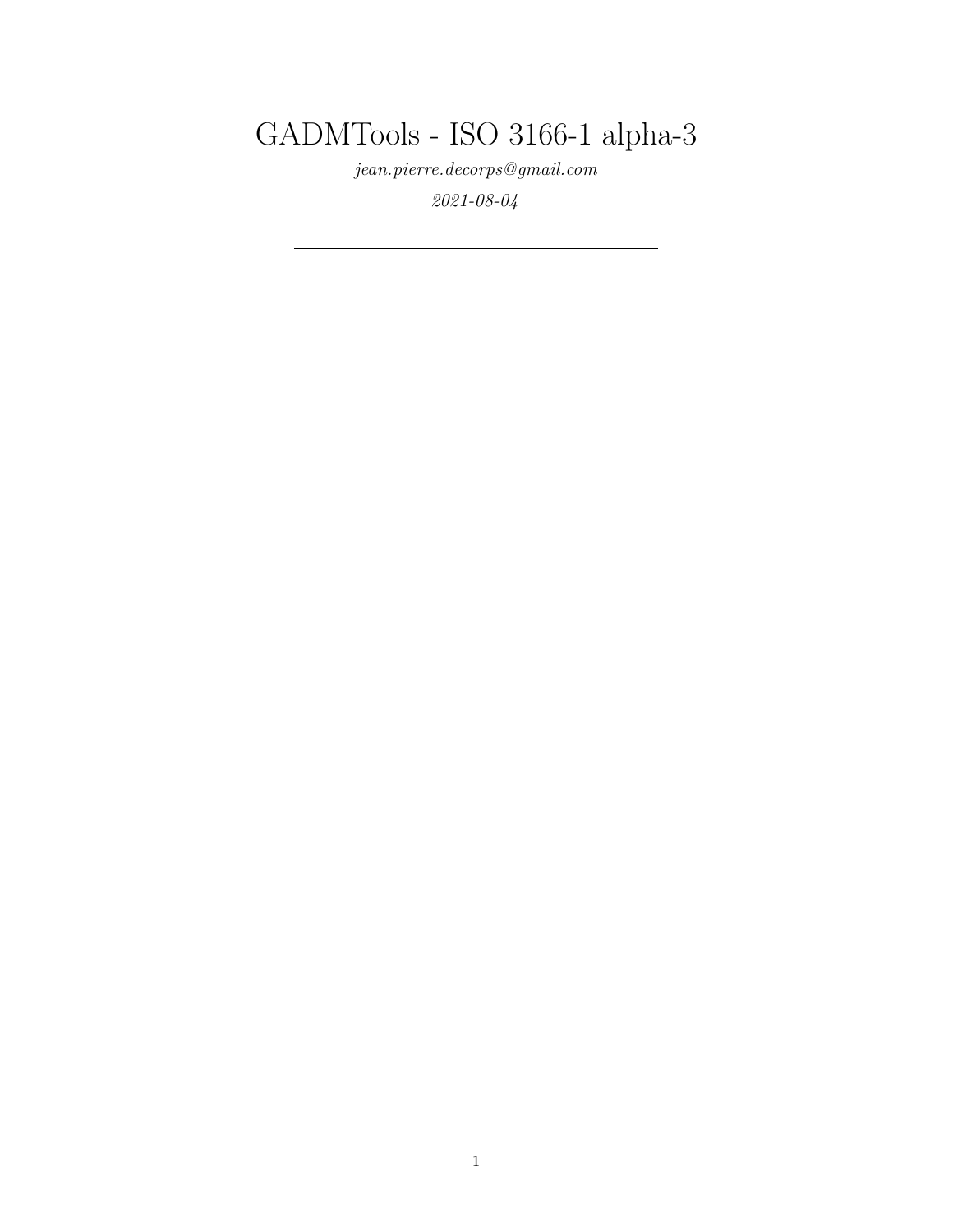# GADMTools - ISO 3166-1 alpha-3

*jean.pierre.decorps@gmail.com*

*2021-08-04*

---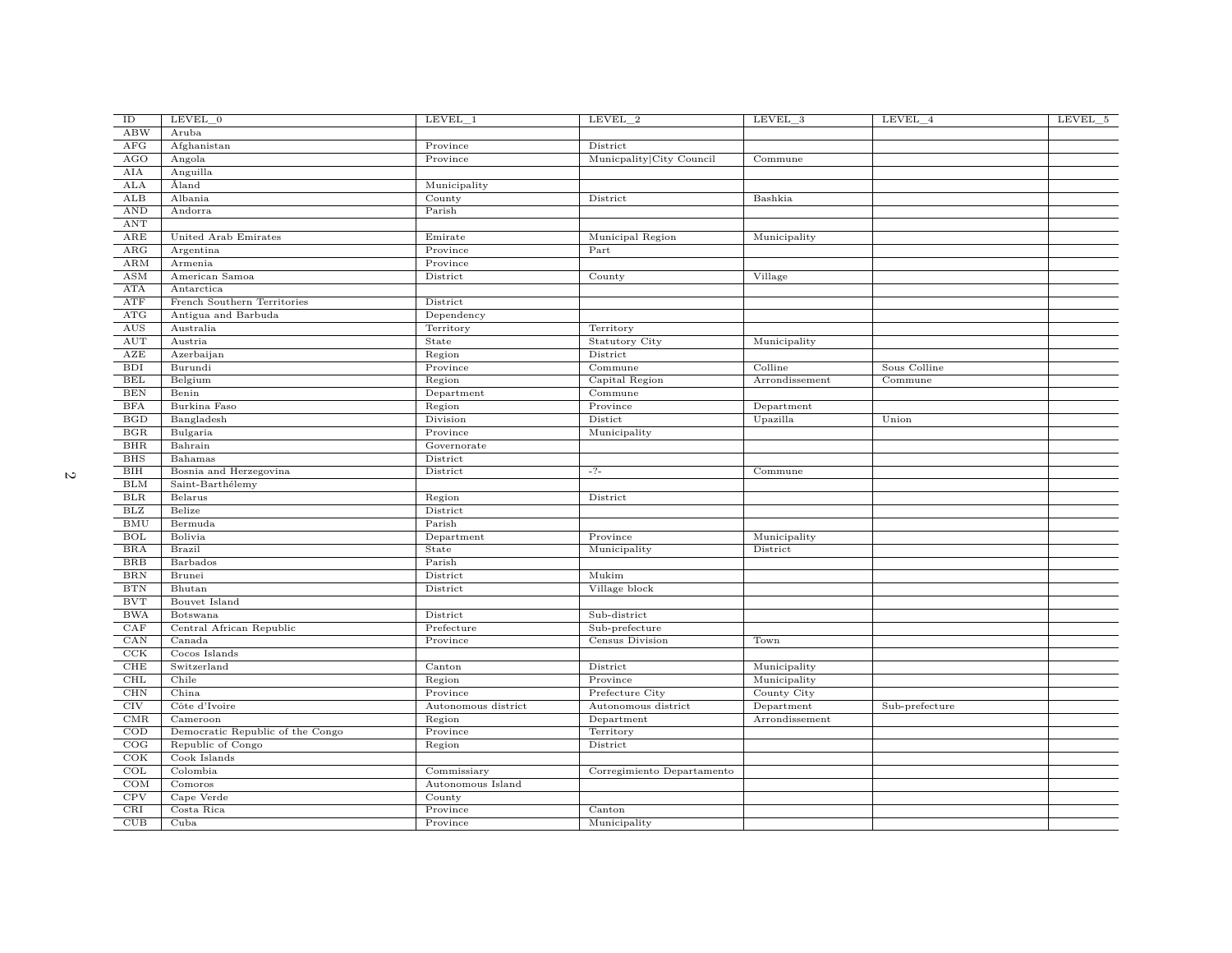| ID | LEVEL_0 | LEVEL_1 | LEVEL_2 | LEVEL_3 | LEVEL_4 | LEVEL_5 |
|---|---|---|---|---|---|---|
| ABW | Aruba | | | | | |
| AFG | Afghanistan | Province | District | | | |
| AGO | Angola | Province | Municpality\|City Council | Commune | | |
| AIA | Anguilla | | | | | |
| ALA | Åland | Municipality | | | | |
| ALB | Albania | County | District | Bashkia | | |
| AND | Andorra | Parish | | | | |
| ANT | | | | | | |
| ARE | United Arab Emirates | Emirate | Municipal Region | Municipality | | |
| ARG | Argentina | Province | Part | | | |
| ARM | Armenia | Province | | | | |
| ASM | American Samoa | District | County | Village | | |
| ATA | Antarctica | | | | | |
| ATF | French Southern Territories | District | | | | |
| ATG | Antigua and Barbuda | Dependency | | | | |
| AUS | Australia | Territory | Territory | | | |
| AUT | Austria | State | Statutory City | Municipality | | |
| AZE | Azerbaijan | Region | District | | | |
| BDI | Burundi | Province | Commune | Colline | Sous Colline | |
| BEL | Belgium | Region | Capital Region | Arrondissement | Commune | |
| BEN | Benin | Department | Commune | | | |
| BFA | Burkina Faso | Region | Province | Department | | |
| BGD | Bangladesh | Division | Distict | Upazilla | Union | |
| BGR | Bulgaria | Province | Municipality | | | |
| BHR | Bahrain | Governorate | | | | |
| BHS | Bahamas | District | | | | |
| BIH | Bosnia and Herzegovina | District | -?- | Commune | | |
| BLM | Saint-Barthélemy | | | | | |
| BLR | Belarus | Region | District | | | |
| BLZ | Belize | District | | | | |
| BMU | Bermuda | Parish | | | | |
| BOL | Bolivia | Department | Province | Municipality | | |
| BRA | Brazil | State | Municipality | District | | |
| BRB | Barbados | Parish | | | | |
| BRN | Brunei | District | Mukim | | | |
| BTN | Bhutan | District | Village block | | | |
| BVT | Bouvet Island | | | | | |
| BWA | Botswana | District | Sub-district | | | |
| CAF | Central African Republic | Prefecture | Sub-prefecture | | | |
| CAN | Canada | Province | Census Division | Town | | |
| CCK | Cocos Islands | | | | | |
| CHE | Switzerland | Canton | District | Municipality | | |
| CHL | Chile | Region | Province | Municipality | | |
| CHN | China | Province | Prefecture City | County City | | |
| CIV | Côte d'Ivoire | Autonomous district | Autonomous district | Department | Sub-prefecture | |
| CMR | Cameroon | Region | Department | Arrondissement | | |
| COD | Democratic Republic of the Congo | Province | Territory | | | |
| COG | Republic of Congo | Region | District | | | |
| COK | Cook Islands | | | | | |
| COL | Colombia | Commissiary | Corregimiento Departamento | | | |
| COM | Comoros | Autonomous Island | | | | |
| CPV | Cape Verde | County | | | | |
| CRI | Costa Rica | Province | Canton | | | |
| CUB | Cuba | Province | Municipality | | | |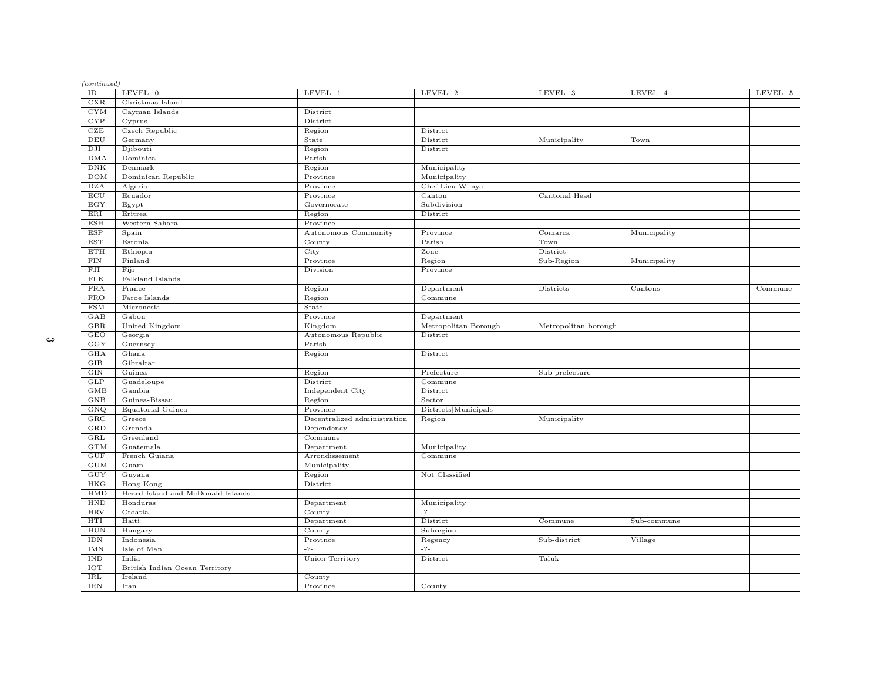*(continued)*

| ID | LEVEL_0 | LEVEL_1 | LEVEL_2 | LEVEL_3 | LEVEL_4 | LEVEL_5 |
|---|---|---|---|---|---|---|
| CXR | Christmas Island | | | | | |
| CYM | Cayman Islands | District | | | | |
| CYP | Cyprus | District | | | | |
| CZE | Czech Republic | Region | District | | | |
| DEU | Germany | State | District | Municipality | Town | |
| DJI | Djibouti | Region | District | | | |
| DMA | Dominica | Parish | | | | |
| DNK | Denmark | Region | Municipality | | | |
| DOM | Dominican Republic | Province | Municipality | | | |
| DZA | Algeria | Province | Chef-Lieu-Wilaya | | | |
| ECU | Ecuador | Province | Canton | Cantonal Head | | |
| EGY | Egypt | Governorate | Subdivision | | | |
| ERI | Eritrea | Region | District | | | |
| ESH | Western Sahara | Province | | | | |
| ESP | Spain | Autonomous Community | Province | Comarca | Municipality | |
| EST | Estonia | County | Parish | Town | | |
| ETH | Ethiopia | City | Zone | District | | |
| FIN | Finland | Province | Region | Sub-Region | Municipality | |
| FJI | Fiji | Division | Province | | | |
| FLK | Falkland Islands | | | | | |
| FRA | France | Region | Department | Districts | Cantons | Commune |
| FRO | Faroe Islands | Region | Commune | | | |
| FSM | Micronesia | State | | | | |
| GAB | Gabon | Province | Department | | | |
| GBR | United Kingdom | Kingdom | Metropolitan Borough | Metropolitan borough | | |
| GEO | Georgia | Autonomous Republic | District | | | |
| GGY | Guernsey | Parish | | | | |
| GHA | Ghana | Region | District | | | |
| GIB | Gibraltar | | | | | |
| GIN | Guinea | Region | Prefecture | Sub-prefecture | | |
| GLP | Guadeloupe | District | Commune | | | |
| GMB | Gambia | Independent City | District | | | |
| GNB | Guinea-Bissau | Region | Sector | | | |
| GNQ | Equatorial Guinea | Province | Districts\|Municipals | | | |
| GRC | Greece | Decentralized administration | Region | Municipality | | |
| GRD | Grenada | Dependency | | | | |
| GRL | Greenland | Commune | | | | |
| GTM | Guatemala | Department | Municipality | | | |
| GUF | French Guiana | Arrondissement | Commune | | | |
| GUM | Guam | Municipality | | | | |
| GUY | Guyana | Region | Not Classified | | | |
| HKG | Hong Kong | District | | | | |
| HMD | Heard Island and McDonald Islands | | | | | |
| HND | Honduras | Department | Municipality | | | |
| HRV | Croatia | County | -?- | | | |
| HTI | Haiti | Department | District | Commune | Sub-commune | |
| HUN | Hungary | County | Subregion | | | |
| IDN | Indonesia | Province | Regency | Sub-district | Village | |
| IMN | Isle of Man | -?- | -?- | | | |
| IND | India | Union Territory | District | Taluk | | |
| IOT | British Indian Ocean Territory | | | | | |
| IRL | Ireland | County | | | | |
| IRN | Iran | Province | County | | | |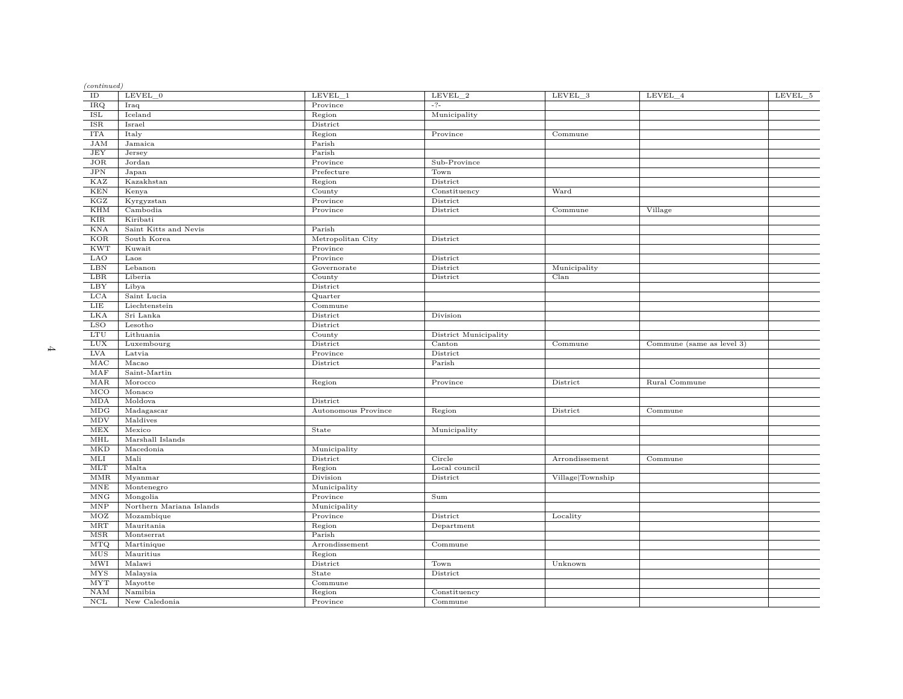*(continued)*

| ID | LEVEL_0 | LEVEL_1 | LEVEL_2 | LEVEL_3 | LEVEL_4 | LEVEL_5 |
|---|---|---|---|---|---|---|
| IRQ | Iraq | Province | -?- | | | |
| ISL | Iceland | Region | Municipality | | | |
| ISR | Israel | District | | | | |
| ITA | Italy | Region | Province | Commune | | |
| JAM | Jamaica | Parish | | | | |
| JEY | Jersey | Parish | | | | |
| JOR | Jordan | Province | Sub-Province | | | |
| JPN | Japan | Prefecture | Town | | | |
| KAZ | Kazakhstan | Region | District | | | |
| KEN | Kenya | County | Constituency | Ward | | |
| KGZ | Kyrgyzstan | Province | District | | | |
| KHM | Cambodia | Province | District | Commune | Village | |
| KIR | Kiribati | | | | | |
| KNA | Saint Kitts and Nevis | Parish | | | | |
| KOR | South Korea | Metropolitan City | District | | | |
| KWT | Kuwait | Province | | | | |
| LAO | Laos | Province | District | | | |
| LBN | Lebanon | Governorate | District | Municipality | | |
| LBR | Liberia | County | District | Clan | | |
| LBY | Libya | District | | | | |
| LCA | Saint Lucia | Quarter | | | | |
| LIE | Liechtenstein | Commune | | | | |
| LKA | Sri Lanka | District | Division | | | |
| LSO | Lesotho | District | | | | |
| LTU | Lithuania | County | District Municipality | | | |
| LUX | Luxembourg | District | Canton | Commune | Commune (same as level 3) | |
| LVA | Latvia | Province | District | | | |
| MAC | Macao | District | Parish | | | |
| MAF | Saint-Martin | | | | | |
| MAR | Morocco | Region | Province | District | Rural Commune | |
| MCO | Monaco | | | | | |
| MDA | Moldova | District | | | | |
| MDG | Madagascar | Autonomous Province | Region | District | Commune | |
| MDV | Maldives | | | | | |
| MEX | Mexico | State | Municipality | | | |
| MHL | Marshall Islands | | | | | |
| MKD | Macedonia | Municipality | | | | |
| MLI | Mali | District | Circle | Arrondissement | Commune | |
| MLT | Malta | Region | Local council | | | |
| MMR | Myanmar | Division | District | Village\|Township | | |
| MNE | Montenegro | Municipality | | | | |
| MNG | Mongolia | Province | Sum | | | |
| MNP | Northern Mariana Islands | Municipality | | | | |
| MOZ | Mozambique | Province | District | Locality | | |
| MRT | Mauritania | Region | Department | | | |
| MSR | Montserrat | Parish | | | | |
| MTQ | Martinique | Arrondissement | Commune | | | |
| MUS | Mauritius | Region | | | | |
| MWI | Malawi | District | Town | Unknown | | |
| MYS | Malaysia | State | District | | | |
| MYT | Mayotte | Commune | | | | |
| NAM | Namibia | Region | Constituency | | | |
| NCL | New Caledonia | Province | Commune | | | |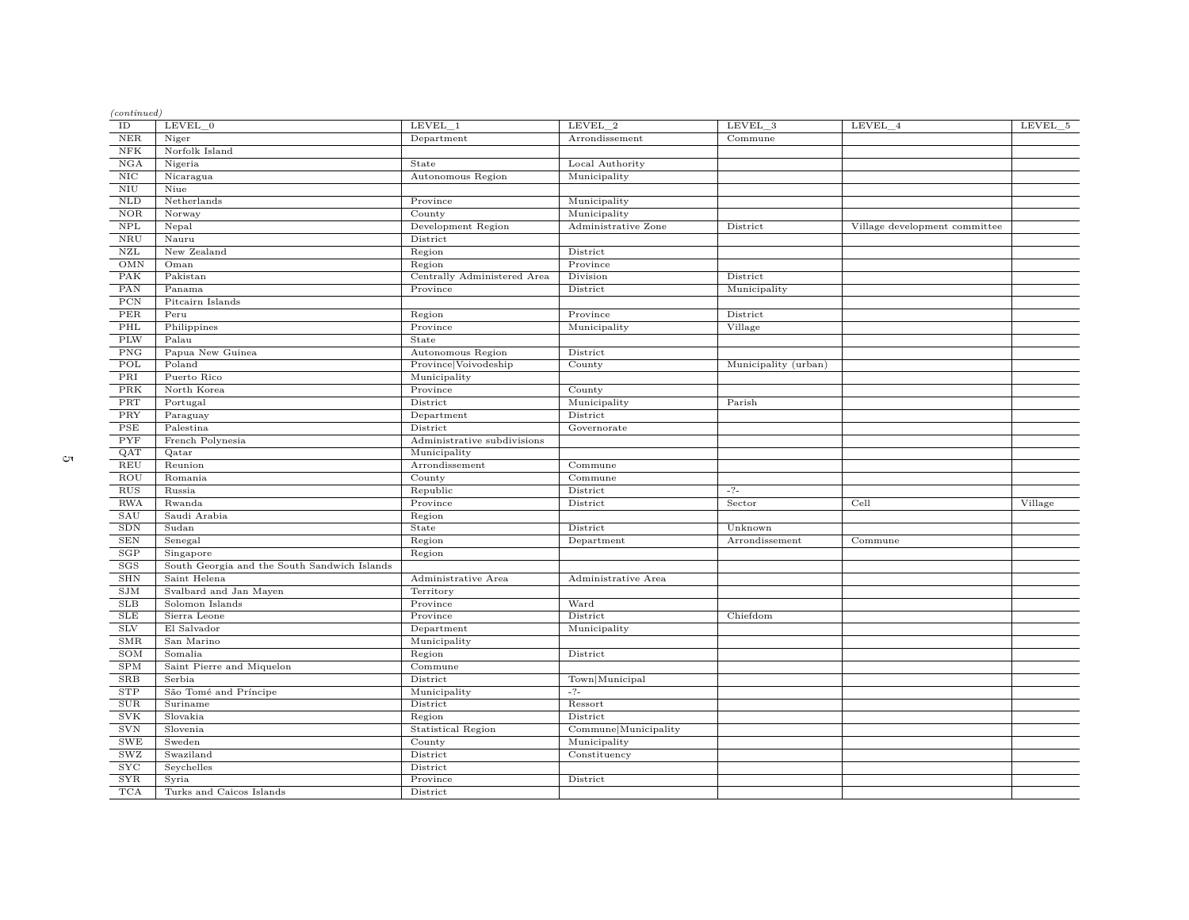*(continued)*

| ID | LEVEL_0 | LEVEL_1 | LEVEL_2 | LEVEL_3 | LEVEL_4 | LEVEL_5 |
|---|---|---|---|---|---|---|
| NER | Niger | Department | Arrondissement | Commune | | |
| NFK | Norfolk Island | | | | | |
| NGA | Nigeria | State | Local Authority | | | |
| NIC | Nicaragua | Autonomous Region | Municipality | | | |
| NIU | Niue | | | | | |
| NLD | Netherlands | Province | Municipality | | | |
| NOR | Norway | County | Municipality | | | |
| NPL | Nepal | Development Region | Administrative Zone | District | Village development committee | |
| NRU | Nauru | District | | | | |
| NZL | New Zealand | Region | District | | | |
| OMN | Oman | Region | Province | | | |
| PAK | Pakistan | Centrally Administered Area | Division | District | | |
| PAN | Panama | Province | District | Municipality | | |
| PCN | Pitcairn Islands | | | | | |
| PER | Peru | Region | Province | District | | |
| PHL | Philippines | Province | Municipality | Village | | |
| PLW | Palau | State | | | | |
| PNG | Papua New Guinea | Autonomous Region | District | | | |
| POL | Poland | Province\|Voivodeship | County | Municipality (urban) | | |
| PRI | Puerto Rico | Municipality | | | | |
| PRK | North Korea | Province | County | | | |
| PRT | Portugal | District | Municipality | Parish | | |
| PRY | Paraguay | Department | District | | | |
| PSE | Palestina | District | Governorate | | | |
| PYF | French Polynesia | Administrative subdivisions | | | | |
| QAT | Qatar | Municipality | | | | |
| REU | Reunion | Arrondissement | Commune | | | |
| ROU | Romania | County | Commune | | | |
| RUS | Russia | Republic | District | -?- | | |
| RWA | Rwanda | Province | District | Sector | Cell | Village |
| SAU | Saudi Arabia | Region | | | | |
| SDN | Sudan | State | District | Unknown | | |
| SEN | Senegal | Region | Department | Arrondissement | Commune | |
| SGP | Singapore | Region | | | | |
| SGS | South Georgia and the South Sandwich Islands | | | | | |
| SHN | Saint Helena | Administrative Area | Administrative Area | | | |
| SJM | Svalbard and Jan Mayen | Territory | | | | |
| SLB | Solomon Islands | Province | Ward | | | |
| SLE | Sierra Leone | Province | District | Chiefdom | | |
| SLV | El Salvador | Department | Municipality | | | |
| SMR | San Marino | Municipality | | | | |
| SOM | Somalia | Region | District | | | |
| SPM | Saint Pierre and Miquelon | Commune | | | | |
| SRB | Serbia | District | Town\|Municipal | | | |
| STP | São Tomé and Príncipe | Municipality | -?- | | | |
| SUR | Suriname | District | Ressort | | | |
| SVK | Slovakia | Region | District | | | |
| SVN | Slovenia | Statistical Region | Commune\|Municipality | | | |
| SWE | Sweden | County | Municipality | | | |
| SWZ | Swaziland | District | Constituency | | | |
| SYC | Seychelles | District | | | | |
| SYR | Syria | Province | District | | | |
| TCA | Turks and Caicos Islands | District | | | | |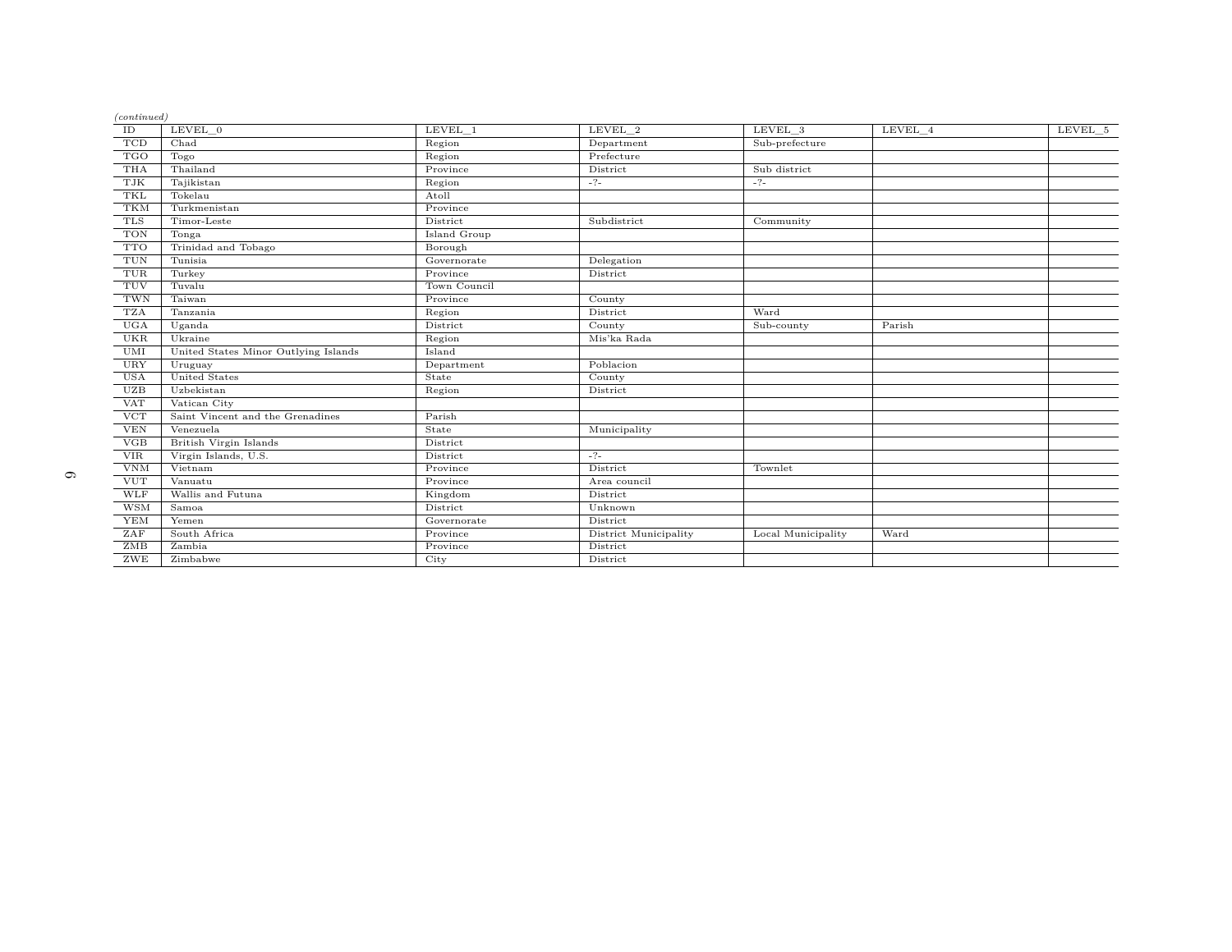*(continued)*

| ID | LEVEL_0 | LEVEL_1 | LEVEL_2 | LEVEL_3 | LEVEL_4 | LEVEL_5 |
|---|---|---|---|---|---|---|
| TCD | Chad | Region | Department | Sub-prefecture | | |
| TGO | Togo | Region | Prefecture | | | |
| THA | Thailand | Province | District | Sub district | | |
| TJK | Tajikistan | Region | -?- | -?- | | |
| TKL | Tokelau | Atoll | | | | |
| TKM | Turkmenistan | Province | | | | |
| TLS | Timor-Leste | District | Subdistrict | Community | | |
| TON | Tonga | Island Group | | | | |
| TTO | Trinidad and Tobago | Borough | | | | |
| TUN | Tunisia | Governorate | Delegation | | | |
| TUR | Turkey | Province | District | | | |
| TUV | Tuvalu | Town Council | | | | |
| TWN | Taiwan | Province | County | | | |
| TZA | Tanzania | Region | District | Ward | | |
| UGA | Uganda | District | County | Sub-county | Parish | |
| UKR | Ukraine | Region | Mis'ka Rada | | | |
| UMI | United States Minor Outlying Islands | Island | | | | |
| URY | Uruguay | Department | Poblacion | | | |
| USA | United States | State | County | | | |
| UZB | Uzbekistan | Region | District | | | |
| VAT | Vatican City | | | | | |
| VCT | Saint Vincent and the Grenadines | Parish | | | | |
| VEN | Venezuela | State | Municipality | | | |
| VGB | British Virgin Islands | District | | | | |
| VIR | Virgin Islands, U.S. | District | -?- | | | |
| VNM | Vietnam | Province | District | Townlet | | |
| VUT | Vanuatu | Province | Area council | | | |
| WLF | Wallis and Futuna | Kingdom | District | | | |
| WSM | Samoa | District | Unknown | | | |
| YEM | Yemen | Governorate | District | | | |
| ZAF | South Africa | Province | District Municipality | Local Municipality | Ward | |
| ZMB | Zambia | Province | District | | | |
| ZWE | Zimbabwe | City | District | | | |